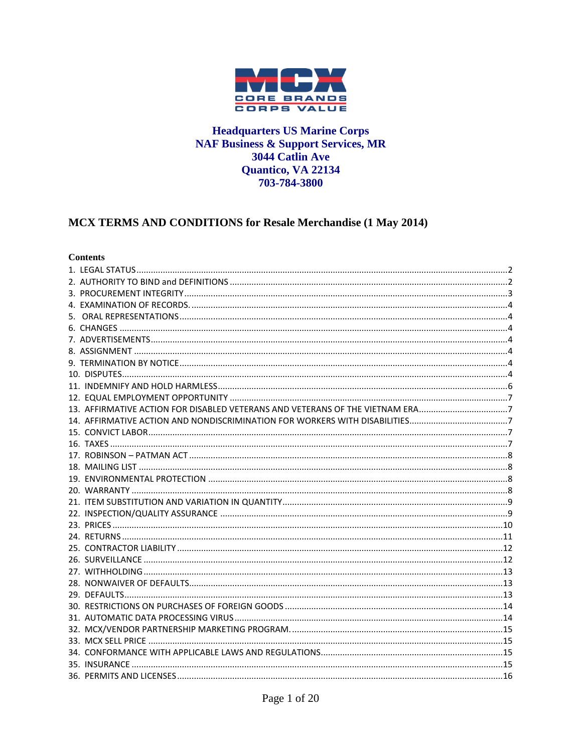MCX CORE BRANDS CORPS VALUE

**Headquarters US Marine Corps**
**NAF Business & Support Services, MR**
**3044 Catlin Ave**
**Quantico, VA 22134**
**703-784-3800**

## MCX TERMS AND CONDITIONS for Resale Merchandise (1 May 2014)

### Contents

1. LEGAL STATUS ..... 2
2. AUTHORITY TO BIND and DEFINITIONS ..... 2
3. PROCUREMENT INTEGRITY ..... 3
4. EXAMINATION OF RECORDS. ..... 4
5. ORAL REPRESENTATIONS ..... 4
6. CHANGES ..... 4
7. ADVERTISEMENTS ..... 4
8. ASSIGNMENT ..... 4
9. TERMINATION BY NOTICE ..... 4
10. DISPUTES ..... 4
11. INDEMNIFY AND HOLD HARMLESS ..... 6
12. EQUAL EMPLOYMENT OPPORTUNITY ..... 7
13. AFFIRMATIVE ACTION FOR DISABLED VETERANS AND VETERANS OF THE VIETNAM ERA ..... 7
14. AFFIRMATIVE ACTION AND NONDISCRIMINATION FOR WORKERS WITH DISABILITIES ..... 7
15. CONVICT LABOR ..... 7
16. TAXES ..... 7
17. ROBINSON – PATMAN ACT ..... 8
18. MAILING LIST ..... 8
19. ENVIRONMENTAL PROTECTION ..... 8
20. WARRANTY ..... 8
21. ITEM SUBSTITUTION AND VARIATION IN QUANTITY ..... 9
22. INSPECTION/QUALITY ASSURANCE ..... 9
23. PRICES ..... 10
24. RETURNS ..... 11
25. CONTRACTOR LIABILITY ..... 12
26. SURVEILLANCE ..... 12
27. WITHHOLDING ..... 13
28. NONWAIVER OF DEFAULTS ..... 13
29. DEFAULTS ..... 13
30. RESTRICTIONS ON PURCHASES OF FOREIGN GOODS ..... 14
31. AUTOMATIC DATA PROCESSING VIRUS ..... 14
32. MCX/VENDOR PARTNERSHIP MARKETING PROGRAM. ..... 15
33. MCX SELL PRICE ..... 15
34. CONFORMANCE WITH APPLICABLE LAWS AND REGULATIONS ..... 15
35. INSURANCE ..... 15
36. PERMITS AND LICENSES ..... 16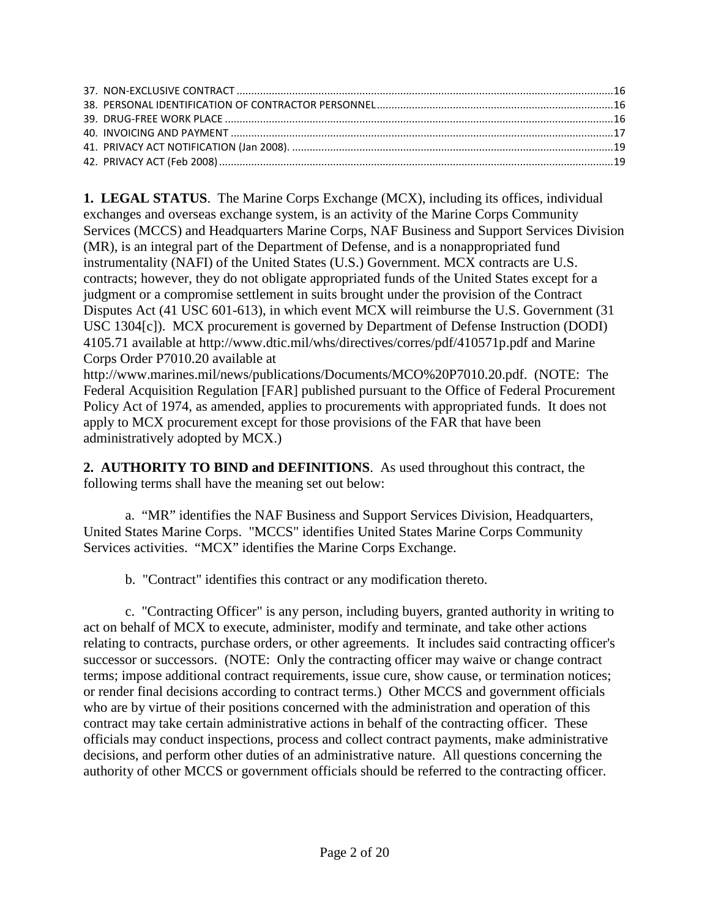37. NON-EXCLUSIVE CONTRACT ....................................................................................................................16
38. PERSONAL IDENTIFICATION OF CONTRACTOR PERSONNEL..................................................................16
39. DRUG-FREE WORK PLACE .....................................................................................................................16
40. INVOICING AND PAYMENT ...................................................................................................................17
41. PRIVACY ACT NOTIFICATION (Jan 2008). ...............................................................................................19
42. PRIVACY ACT (Feb 2008).........................................................................................................................19

**1. LEGAL STATUS**. The Marine Corps Exchange (MCX), including its offices, individual exchanges and overseas exchange system, is an activity of the Marine Corps Community Services (MCCS) and Headquarters Marine Corps, NAF Business and Support Services Division (MR), is an integral part of the Department of Defense, and is a nonappropriated fund instrumentality (NAFI) of the United States (U.S.) Government. MCX contracts are U.S. contracts; however, they do not obligate appropriated funds of the United States except for a judgment or a compromise settlement in suits brought under the provision of the Contract Disputes Act (41 USC 601-613), in which event MCX will reimburse the U.S. Government (31 USC 1304[c]). MCX procurement is governed by Department of Defense Instruction (DODI) 4105.71 available at http://www.dtic.mil/whs/directives/corres/pdf/410571p.pdf and Marine Corps Order P7010.20 available at http://www.marines.mil/news/publications/Documents/MCO%20P7010.20.pdf. (NOTE: The Federal Acquisition Regulation [FAR] published pursuant to the Office of Federal Procurement Policy Act of 1974, as amended, applies to procurements with appropriated funds. It does not apply to MCX procurement except for those provisions of the FAR that have been administratively adopted by MCX.)

**2. AUTHORITY TO BIND and DEFINITIONS**. As used throughout this contract, the following terms shall have the meaning set out below:

a. "MR" identifies the NAF Business and Support Services Division, Headquarters, United States Marine Corps. "MCCS" identifies United States Marine Corps Community Services activities. "MCX" identifies the Marine Corps Exchange.

b. "Contract" identifies this contract or any modification thereto.

c. "Contracting Officer" is any person, including buyers, granted authority in writing to act on behalf of MCX to execute, administer, modify and terminate, and take other actions relating to contracts, purchase orders, or other agreements. It includes said contracting officer's successor or successors. (NOTE: Only the contracting officer may waive or change contract terms; impose additional contract requirements, issue cure, show cause, or termination notices; or render final decisions according to contract terms.) Other MCCS and government officials who are by virtue of their positions concerned with the administration and operation of this contract may take certain administrative actions in behalf of the contracting officer. These officials may conduct inspections, process and collect contract payments, make administrative decisions, and perform other duties of an administrative nature. All questions concerning the authority of other MCCS or government officials should be referred to the contracting officer.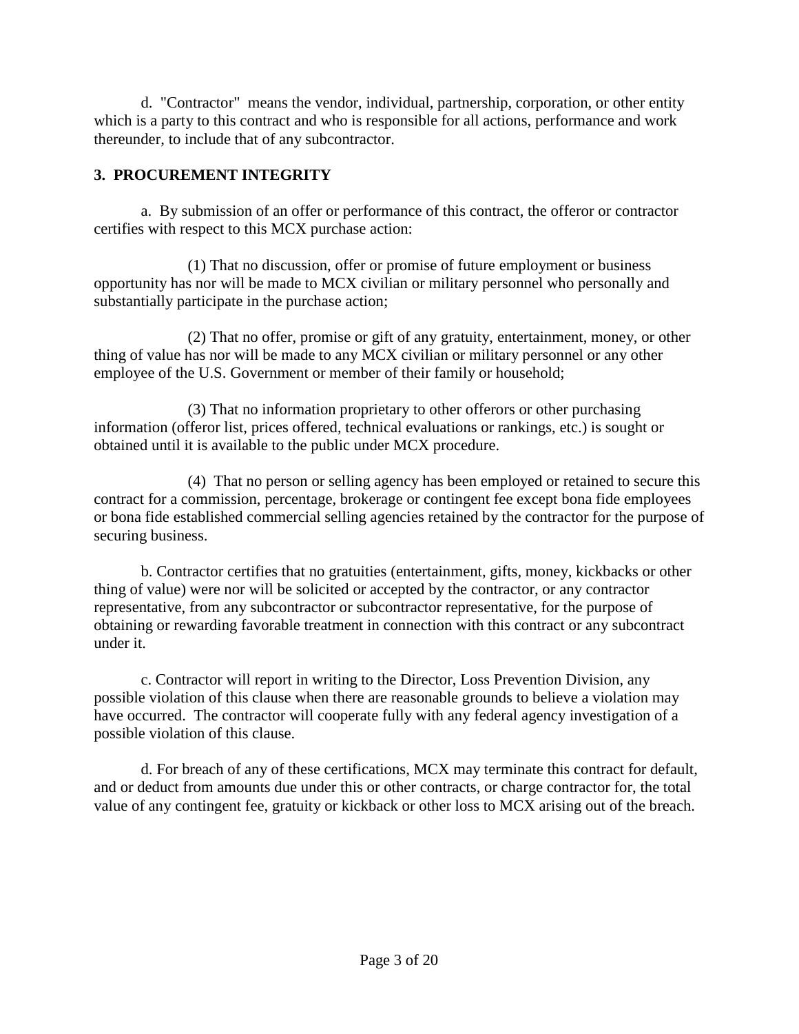d. "Contractor" means the vendor, individual, partnership, corporation, or other entity which is a party to this contract and who is responsible for all actions, performance and work thereunder, to include that of any subcontractor.

## 3. PROCUREMENT INTEGRITY

a. By submission of an offer or performance of this contract, the offeror or contractor certifies with respect to this MCX purchase action:

(1) That no discussion, offer or promise of future employment or business opportunity has nor will be made to MCX civilian or military personnel who personally and substantially participate in the purchase action;

(2) That no offer, promise or gift of any gratuity, entertainment, money, or other thing of value has nor will be made to any MCX civilian or military personnel or any other employee of the U.S. Government or member of their family or household;

(3) That no information proprietary to other offerors or other purchasing information (offeror list, prices offered, technical evaluations or rankings, etc.) is sought or obtained until it is available to the public under MCX procedure.

(4) That no person or selling agency has been employed or retained to secure this contract for a commission, percentage, brokerage or contingent fee except bona fide employees or bona fide established commercial selling agencies retained by the contractor for the purpose of securing business.

b. Contractor certifies that no gratuities (entertainment, gifts, money, kickbacks or other thing of value) were nor will be solicited or accepted by the contractor, or any contractor representative, from any subcontractor or subcontractor representative, for the purpose of obtaining or rewarding favorable treatment in connection with this contract or any subcontract under it.

c. Contractor will report in writing to the Director, Loss Prevention Division, any possible violation of this clause when there are reasonable grounds to believe a violation may have occurred. The contractor will cooperate fully with any federal agency investigation of a possible violation of this clause.

d. For breach of any of these certifications, MCX may terminate this contract for default, and or deduct from amounts due under this or other contracts, or charge contractor for, the total value of any contingent fee, gratuity or kickback or other loss to MCX arising out of the breach.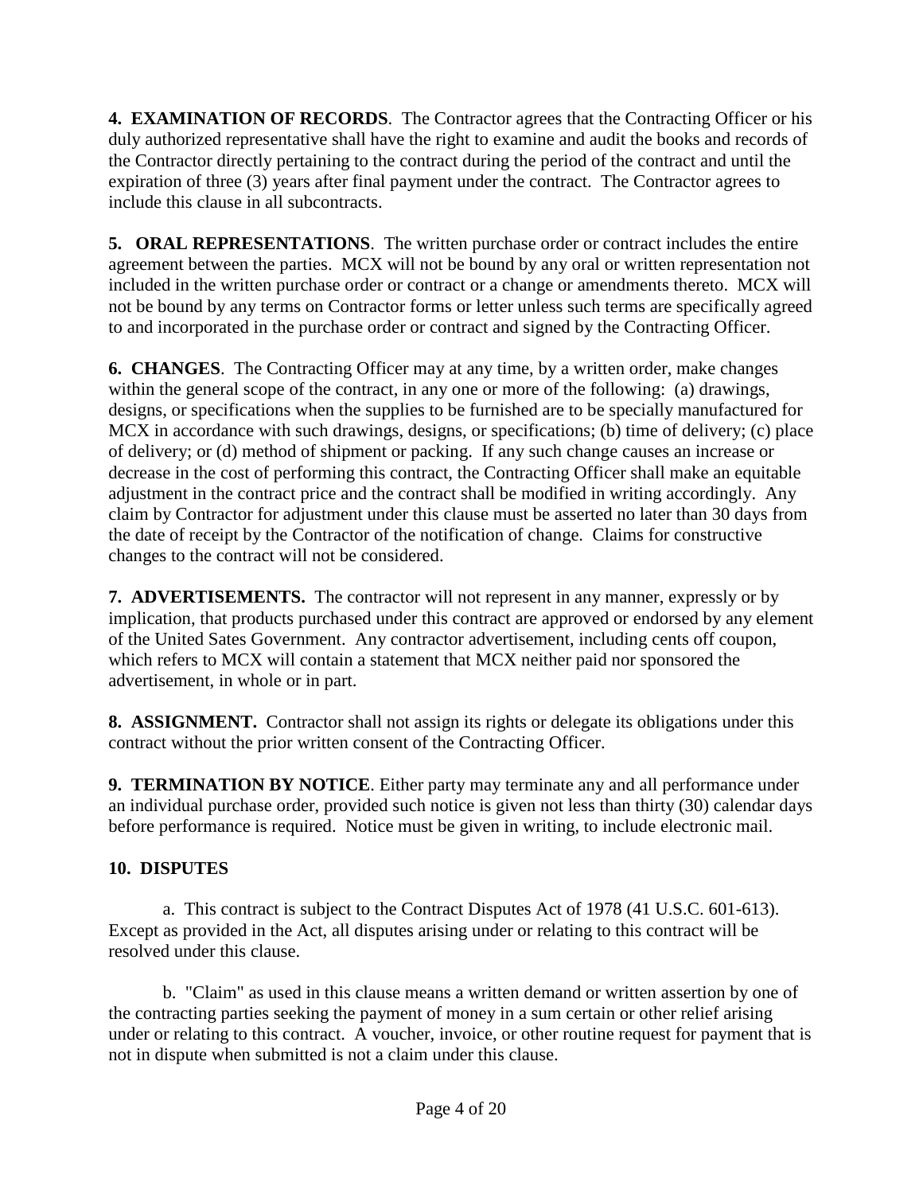**4. EXAMINATION OF RECORDS**. The Contractor agrees that the Contracting Officer or his duly authorized representative shall have the right to examine and audit the books and records of the Contractor directly pertaining to the contract during the period of the contract and until the expiration of three (3) years after final payment under the contract. The Contractor agrees to include this clause in all subcontracts.

**5. ORAL REPRESENTATIONS**. The written purchase order or contract includes the entire agreement between the parties. MCX will not be bound by any oral or written representation not included in the written purchase order or contract or a change or amendments thereto. MCX will not be bound by any terms on Contractor forms or letter unless such terms are specifically agreed to and incorporated in the purchase order or contract and signed by the Contracting Officer.

**6. CHANGES**. The Contracting Officer may at any time, by a written order, make changes within the general scope of the contract, in any one or more of the following: (a) drawings, designs, or specifications when the supplies to be furnished are to be specially manufactured for MCX in accordance with such drawings, designs, or specifications; (b) time of delivery; (c) place of delivery; or (d) method of shipment or packing. If any such change causes an increase or decrease in the cost of performing this contract, the Contracting Officer shall make an equitable adjustment in the contract price and the contract shall be modified in writing accordingly. Any claim by Contractor for adjustment under this clause must be asserted no later than 30 days from the date of receipt by the Contractor of the notification of change. Claims for constructive changes to the contract will not be considered.

**7. ADVERTISEMENTS.** The contractor will not represent in any manner, expressly or by implication, that products purchased under this contract are approved or endorsed by any element of the United Sates Government. Any contractor advertisement, including cents off coupon, which refers to MCX will contain a statement that MCX neither paid nor sponsored the advertisement, in whole or in part.

**8. ASSIGNMENT.** Contractor shall not assign its rights or delegate its obligations under this contract without the prior written consent of the Contracting Officer.

**9. TERMINATION BY NOTICE**. Either party may terminate any and all performance under an individual purchase order, provided such notice is given not less than thirty (30) calendar days before performance is required. Notice must be given in writing, to include electronic mail.

**10. DISPUTES**

a. This contract is subject to the Contract Disputes Act of 1978 (41 U.S.C. 601-613). Except as provided in the Act, all disputes arising under or relating to this contract will be resolved under this clause.

b. "Claim" as used in this clause means a written demand or written assertion by one of the contracting parties seeking the payment of money in a sum certain or other relief arising under or relating to this contract. A voucher, invoice, or other routine request for payment that is not in dispute when submitted is not a claim under this clause.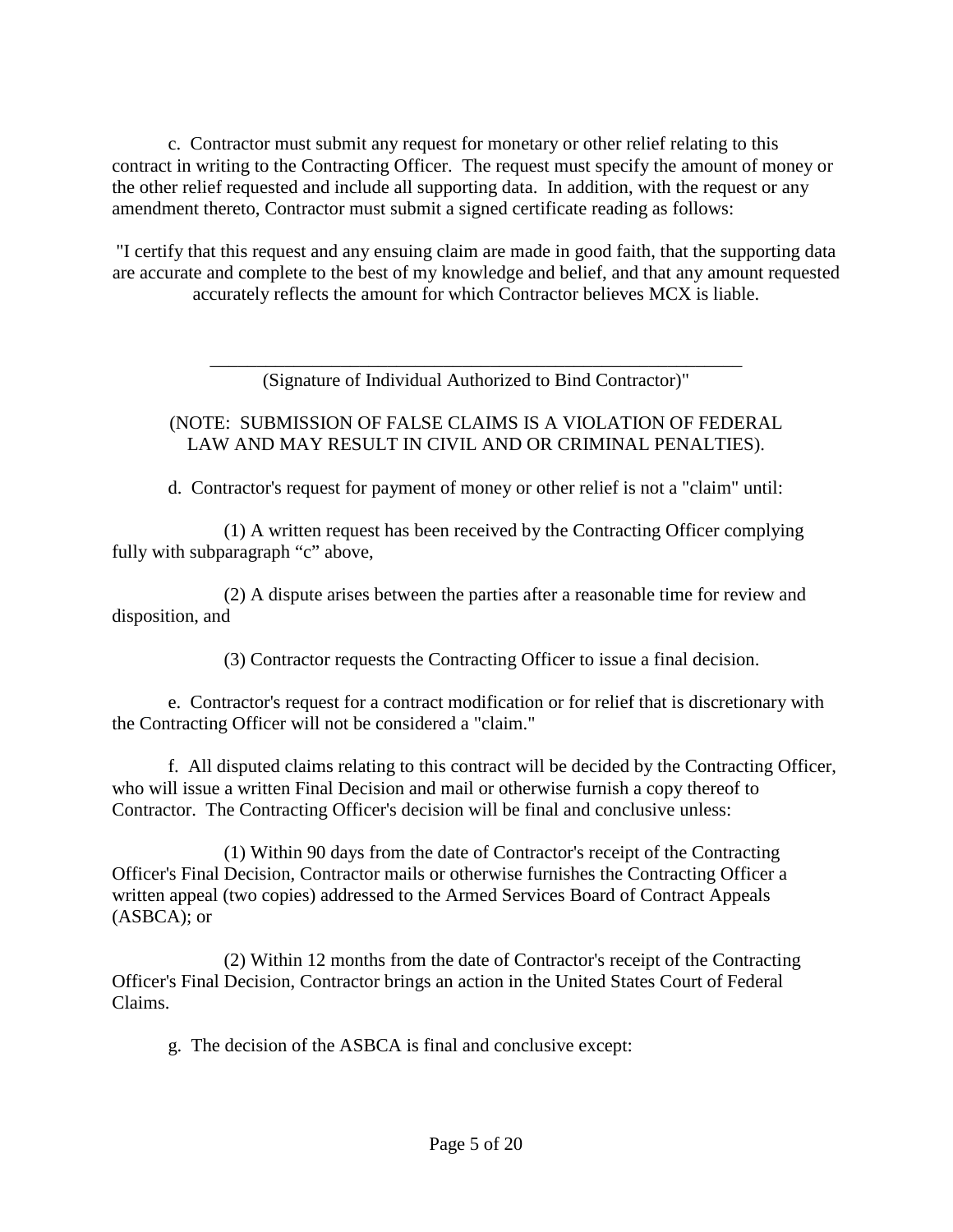c. Contractor must submit any request for monetary or other relief relating to this contract in writing to the Contracting Officer. The request must specify the amount of money or the other relief requested and include all supporting data. In addition, with the request or any amendment thereto, Contractor must submit a signed certificate reading as follows:

"I certify that this request and any ensuing claim are made in good faith, that the supporting data are accurate and complete to the best of my knowledge and belief, and that any amount requested accurately reflects the amount for which Contractor believes MCX is liable.

\_\_\_\_\_\_\_\_\_\_\_\_\_\_\_\_\_\_\_\_\_\_\_\_\_\_\_\_\_\_\_\_\_\_\_\_\_\_\_\_\_\_\_\_\_\_\_\_\_\_\_\_\_\_\_\_\_\_

(Signature of Individual Authorized to Bind Contractor)"

(NOTE: SUBMISSION OF FALSE CLAIMS IS A VIOLATION OF FEDERAL LAW AND MAY RESULT IN CIVIL AND OR CRIMINAL PENALTIES).

d. Contractor's request for payment of money or other relief is not a "claim" until:

(1) A written request has been received by the Contracting Officer complying fully with subparagraph "c" above,

(2) A dispute arises between the parties after a reasonable time for review and disposition, and

(3) Contractor requests the Contracting Officer to issue a final decision.

e. Contractor's request for a contract modification or for relief that is discretionary with the Contracting Officer will not be considered a "claim."

f. All disputed claims relating to this contract will be decided by the Contracting Officer, who will issue a written Final Decision and mail or otherwise furnish a copy thereof to Contractor. The Contracting Officer's decision will be final and conclusive unless:

(1) Within 90 days from the date of Contractor's receipt of the Contracting Officer's Final Decision, Contractor mails or otherwise furnishes the Contracting Officer a written appeal (two copies) addressed to the Armed Services Board of Contract Appeals (ASBCA); or

(2) Within 12 months from the date of Contractor's receipt of the Contracting Officer's Final Decision, Contractor brings an action in the United States Court of Federal Claims.

g. The decision of the ASBCA is final and conclusive except: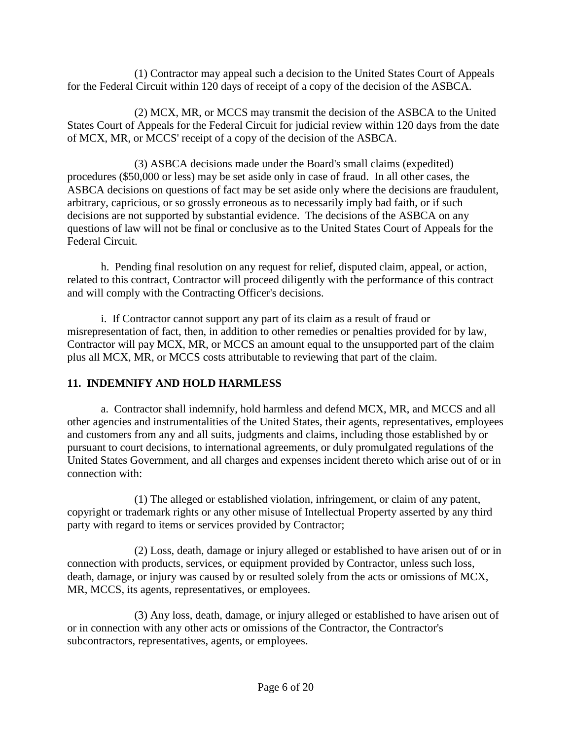(1) Contractor may appeal such a decision to the United States Court of Appeals for the Federal Circuit within 120 days of receipt of a copy of the decision of the ASBCA.

(2) MCX, MR, or MCCS may transmit the decision of the ASBCA to the United States Court of Appeals for the Federal Circuit for judicial review within 120 days from the date of MCX, MR, or MCCS' receipt of a copy of the decision of the ASBCA.

(3) ASBCA decisions made under the Board's small claims (expedited) procedures ($50,000 or less) may be set aside only in case of fraud. In all other cases, the ASBCA decisions on questions of fact may be set aside only where the decisions are fraudulent, arbitrary, capricious, or so grossly erroneous as to necessarily imply bad faith, or if such decisions are not supported by substantial evidence. The decisions of the ASBCA on any questions of law will not be final or conclusive as to the United States Court of Appeals for the Federal Circuit.

h. Pending final resolution on any request for relief, disputed claim, appeal, or action, related to this contract, Contractor will proceed diligently with the performance of this contract and will comply with the Contracting Officer's decisions.

i. If Contractor cannot support any part of its claim as a result of fraud or misrepresentation of fact, then, in addition to other remedies or penalties provided for by law, Contractor will pay MCX, MR, or MCCS an amount equal to the unsupported part of the claim plus all MCX, MR, or MCCS costs attributable to reviewing that part of the claim.

## 11. INDEMNIFY AND HOLD HARMLESS

a. Contractor shall indemnify, hold harmless and defend MCX, MR, and MCCS and all other agencies and instrumentalities of the United States, their agents, representatives, employees and customers from any and all suits, judgments and claims, including those established by or pursuant to court decisions, to international agreements, or duly promulgated regulations of the United States Government, and all charges and expenses incident thereto which arise out of or in connection with:

(1) The alleged or established violation, infringement, or claim of any patent, copyright or trademark rights or any other misuse of Intellectual Property asserted by any third party with regard to items or services provided by Contractor;

(2) Loss, death, damage or injury alleged or established to have arisen out of or in connection with products, services, or equipment provided by Contractor, unless such loss, death, damage, or injury was caused by or resulted solely from the acts or omissions of MCX, MR, MCCS, its agents, representatives, or employees.

(3) Any loss, death, damage, or injury alleged or established to have arisen out of or in connection with any other acts or omissions of the Contractor, the Contractor's subcontractors, representatives, agents, or employees.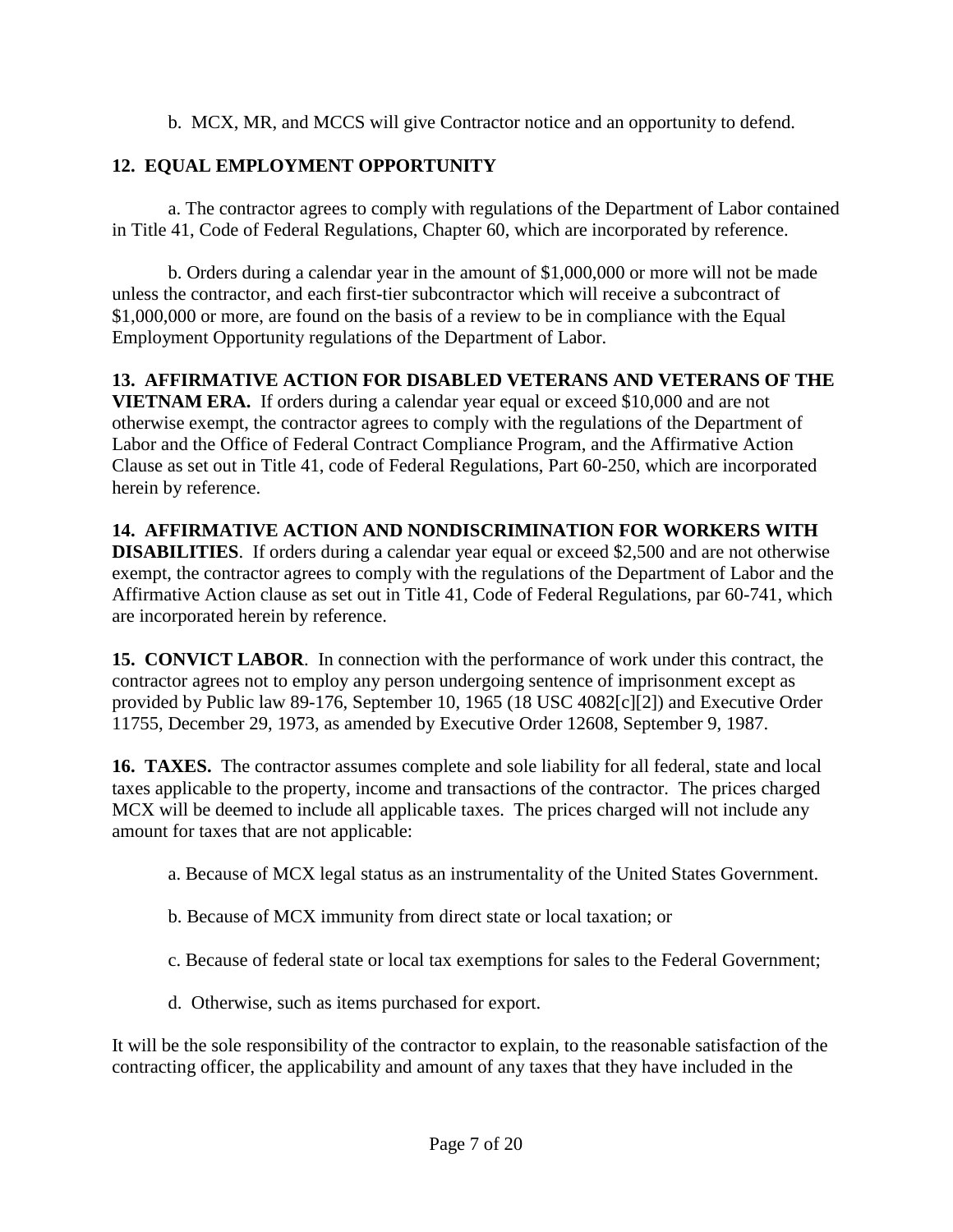b. MCX, MR, and MCCS will give Contractor notice and an opportunity to defend.

**12. EQUAL EMPLOYMENT OPPORTUNITY**

a. The contractor agrees to comply with regulations of the Department of Labor contained in Title 41, Code of Federal Regulations, Chapter 60, which are incorporated by reference.

b. Orders during a calendar year in the amount of $1,000,000 or more will not be made unless the contractor, and each first-tier subcontractor which will receive a subcontract of $1,000,000 or more, are found on the basis of a review to be in compliance with the Equal Employment Opportunity regulations of the Department of Labor.

**13. AFFIRMATIVE ACTION FOR DISABLED VETERANS AND VETERANS OF THE VIETNAM ERA.** If orders during a calendar year equal or exceed $10,000 and are not otherwise exempt, the contractor agrees to comply with the regulations of the Department of Labor and the Office of Federal Contract Compliance Program, and the Affirmative Action Clause as set out in Title 41, code of Federal Regulations, Part 60-250, which are incorporated herein by reference.

**14. AFFIRMATIVE ACTION AND NONDISCRIMINATION FOR WORKERS WITH DISABILITIES**. If orders during a calendar year equal or exceed $2,500 and are not otherwise exempt, the contractor agrees to comply with the regulations of the Department of Labor and the Affirmative Action clause as set out in Title 41, Code of Federal Regulations, par 60-741, which are incorporated herein by reference.

**15. CONVICT LABOR**. In connection with the performance of work under this contract, the contractor agrees not to employ any person undergoing sentence of imprisonment except as provided by Public law 89-176, September 10, 1965 (18 USC 4082[c][2]) and Executive Order 11755, December 29, 1973, as amended by Executive Order 12608, September 9, 1987.

**16. TAXES.** The contractor assumes complete and sole liability for all federal, state and local taxes applicable to the property, income and transactions of the contractor. The prices charged MCX will be deemed to include all applicable taxes. The prices charged will not include any amount for taxes that are not applicable:

a. Because of MCX legal status as an instrumentality of the United States Government.

b. Because of MCX immunity from direct state or local taxation; or

c. Because of federal state or local tax exemptions for sales to the Federal Government;

d. Otherwise, such as items purchased for export.

It will be the sole responsibility of the contractor to explain, to the reasonable satisfaction of the contracting officer, the applicability and amount of any taxes that they have included in the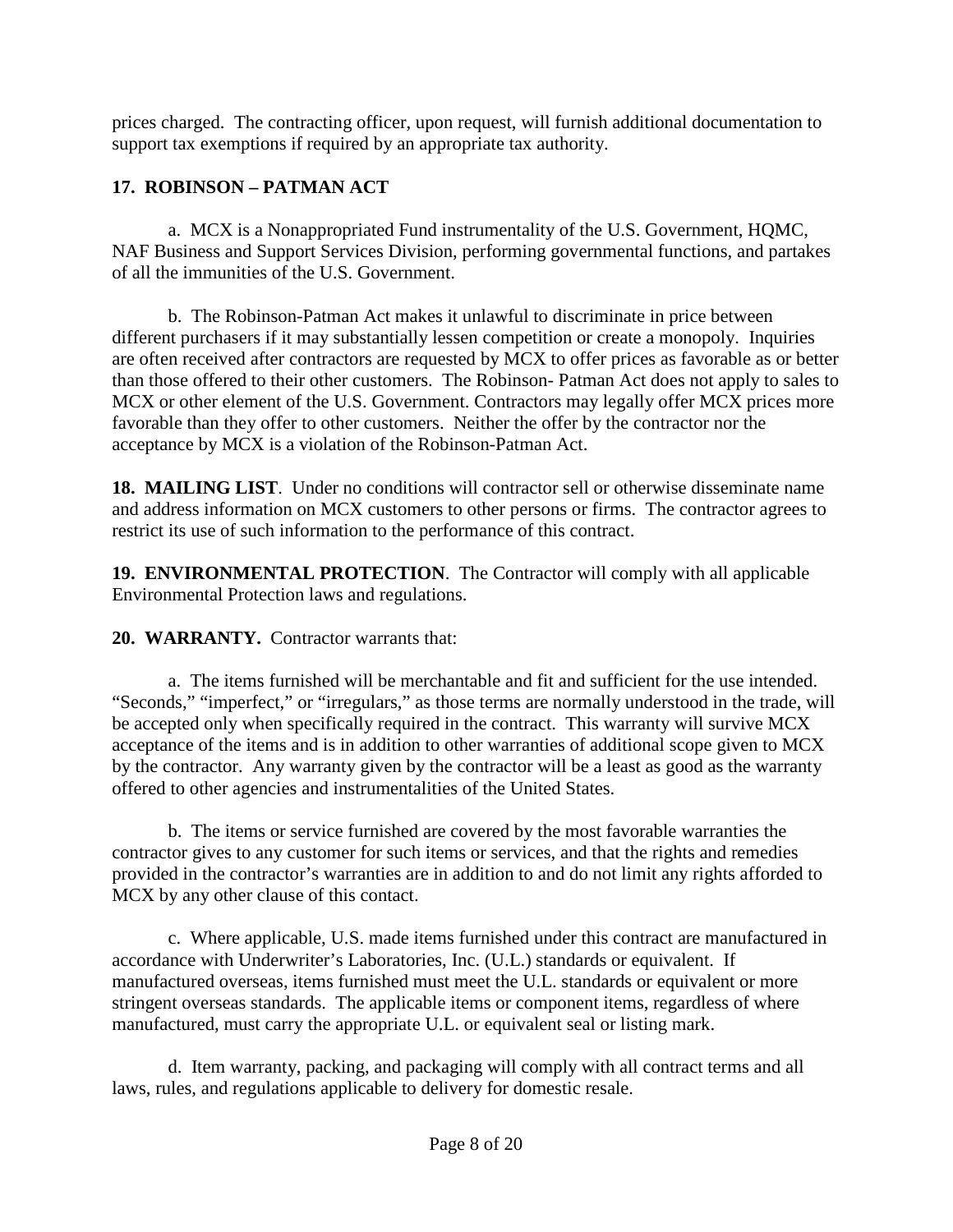prices charged. The contracting officer, upon request, will furnish additional documentation to support tax exemptions if required by an appropriate tax authority.

**17. ROBINSON – PATMAN ACT**

a. MCX is a Nonappropriated Fund instrumentality of the U.S. Government, HQMC, NAF Business and Support Services Division, performing governmental functions, and partakes of all the immunities of the U.S. Government.

b. The Robinson-Patman Act makes it unlawful to discriminate in price between different purchasers if it may substantially lessen competition or create a monopoly. Inquiries are often received after contractors are requested by MCX to offer prices as favorable as or better than those offered to their other customers. The Robinson- Patman Act does not apply to sales to MCX or other element of the U.S. Government. Contractors may legally offer MCX prices more favorable than they offer to other customers. Neither the offer by the contractor nor the acceptance by MCX is a violation of the Robinson-Patman Act.

**18. MAILING LIST**. Under no conditions will contractor sell or otherwise disseminate name and address information on MCX customers to other persons or firms. The contractor agrees to restrict its use of such information to the performance of this contract.

**19. ENVIRONMENTAL PROTECTION**. The Contractor will comply with all applicable Environmental Protection laws and regulations.

**20. WARRANTY.** Contractor warrants that:

a. The items furnished will be merchantable and fit and sufficient for the use intended. "Seconds," "imperfect," or "irregulars," as those terms are normally understood in the trade, will be accepted only when specifically required in the contract. This warranty will survive MCX acceptance of the items and is in addition to other warranties of additional scope given to MCX by the contractor. Any warranty given by the contractor will be a least as good as the warranty offered to other agencies and instrumentalities of the United States.

b. The items or service furnished are covered by the most favorable warranties the contractor gives to any customer for such items or services, and that the rights and remedies provided in the contractor's warranties are in addition to and do not limit any rights afforded to MCX by any other clause of this contact.

c. Where applicable, U.S. made items furnished under this contract are manufactured in accordance with Underwriter's Laboratories, Inc. (U.L.) standards or equivalent. If manufactured overseas, items furnished must meet the U.L. standards or equivalent or more stringent overseas standards. The applicable items or component items, regardless of where manufactured, must carry the appropriate U.L. or equivalent seal or listing mark.

d. Item warranty, packing, and packaging will comply with all contract terms and all laws, rules, and regulations applicable to delivery for domestic resale.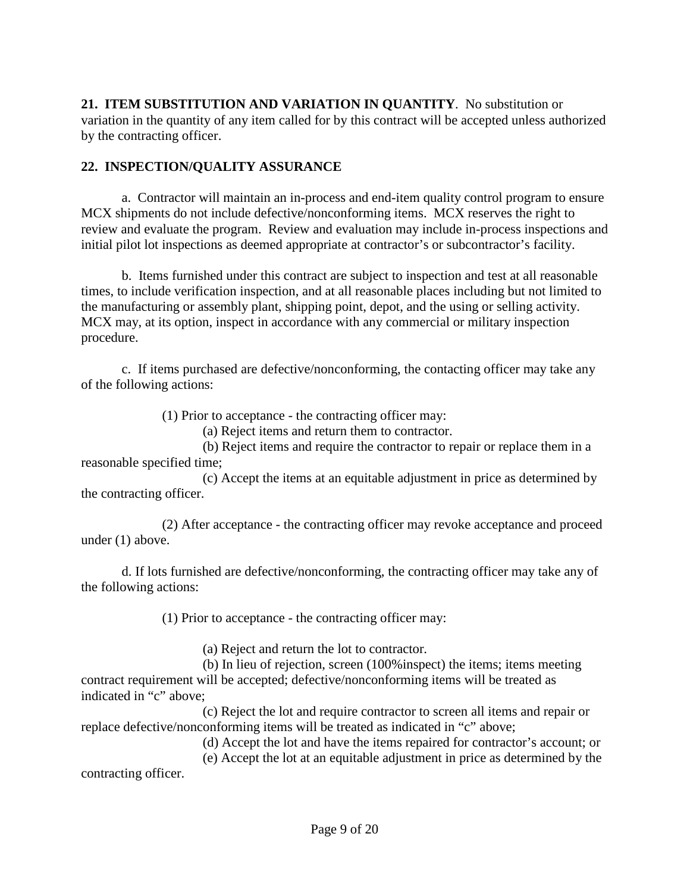**21. ITEM SUBSTITUTION AND VARIATION IN QUANTITY**. No substitution or variation in the quantity of any item called for by this contract will be accepted unless authorized by the contracting officer.

**22. INSPECTION/QUALITY ASSURANCE**

a. Contractor will maintain an in-process and end-item quality control program to ensure MCX shipments do not include defective/nonconforming items. MCX reserves the right to review and evaluate the program. Review and evaluation may include in-process inspections and initial pilot lot inspections as deemed appropriate at contractor's or subcontractor's facility.

b. Items furnished under this contract are subject to inspection and test at all reasonable times, to include verification inspection, and at all reasonable places including but not limited to the manufacturing or assembly plant, shipping point, depot, and the using or selling activity. MCX may, at its option, inspect in accordance with any commercial or military inspection procedure.

c. If items purchased are defective/nonconforming, the contacting officer may take any of the following actions:

(1) Prior to acceptance - the contracting officer may:

(a) Reject items and return them to contractor.

(b) Reject items and require the contractor to repair or replace them in a reasonable specified time;

(c) Accept the items at an equitable adjustment in price as determined by the contracting officer.

(2) After acceptance - the contracting officer may revoke acceptance and proceed under (1) above.

d. If lots furnished are defective/nonconforming, the contracting officer may take any of the following actions:

(1) Prior to acceptance - the contracting officer may:

(a) Reject and return the lot to contractor.

(b) In lieu of rejection, screen (100%inspect) the items; items meeting contract requirement will be accepted; defective/nonconforming items will be treated as indicated in "c" above;

(c) Reject the lot and require contractor to screen all items and repair or replace defective/nonconforming items will be treated as indicated in "c" above;

(d) Accept the lot and have the items repaired for contractor's account; or

(e) Accept the lot at an equitable adjustment in price as determined by the contracting officer.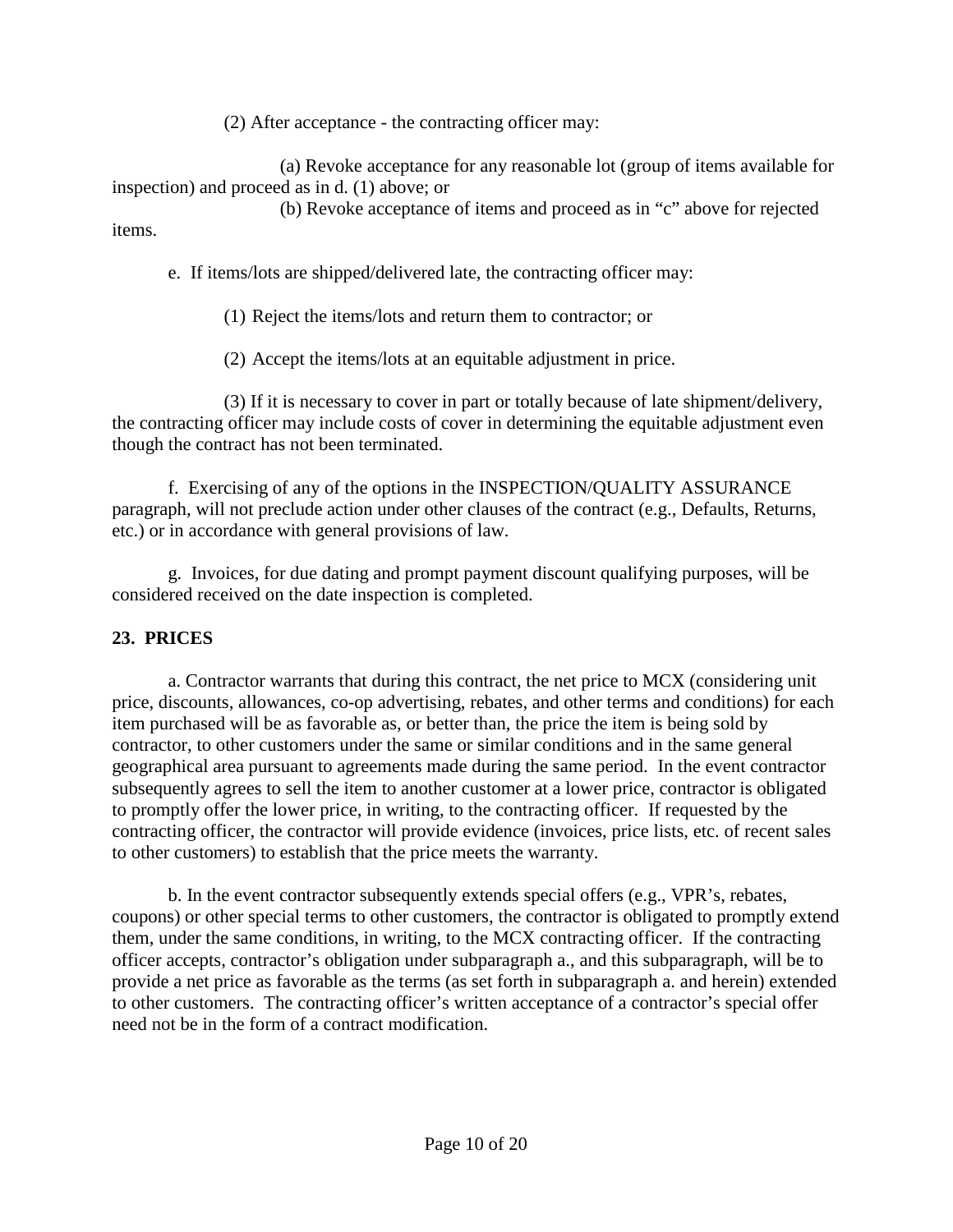(2) After acceptance - the contracting officer may:

(a) Revoke acceptance for any reasonable lot (group of items available for inspection) and proceed as in d. (1) above; or

(b) Revoke acceptance of items and proceed as in "c" above for rejected items.

e. If items/lots are shipped/delivered late, the contracting officer may:

(1) Reject the items/lots and return them to contractor; or

(2) Accept the items/lots at an equitable adjustment in price.

(3) If it is necessary to cover in part or totally because of late shipment/delivery, the contracting officer may include costs of cover in determining the equitable adjustment even though the contract has not been terminated.

f. Exercising of any of the options in the INSPECTION/QUALITY ASSURANCE paragraph, will not preclude action under other clauses of the contract (e.g., Defaults, Returns, etc.) or in accordance with general provisions of law.

g. Invoices, for due dating and prompt payment discount qualifying purposes, will be considered received on the date inspection is completed.

## 23. PRICES

a. Contractor warrants that during this contract, the net price to MCX (considering unit price, discounts, allowances, co-op advertising, rebates, and other terms and conditions) for each item purchased will be as favorable as, or better than, the price the item is being sold by contractor, to other customers under the same or similar conditions and in the same general geographical area pursuant to agreements made during the same period. In the event contractor subsequently agrees to sell the item to another customer at a lower price, contractor is obligated to promptly offer the lower price, in writing, to the contracting officer. If requested by the contracting officer, the contractor will provide evidence (invoices, price lists, etc. of recent sales to other customers) to establish that the price meets the warranty.

b. In the event contractor subsequently extends special offers (e.g., VPR's, rebates, coupons) or other special terms to other customers, the contractor is obligated to promptly extend them, under the same conditions, in writing, to the MCX contracting officer. If the contracting officer accepts, contractor's obligation under subparagraph a., and this subparagraph, will be to provide a net price as favorable as the terms (as set forth in subparagraph a. and herein) extended to other customers. The contracting officer's written acceptance of a contractor's special offer need not be in the form of a contract modification.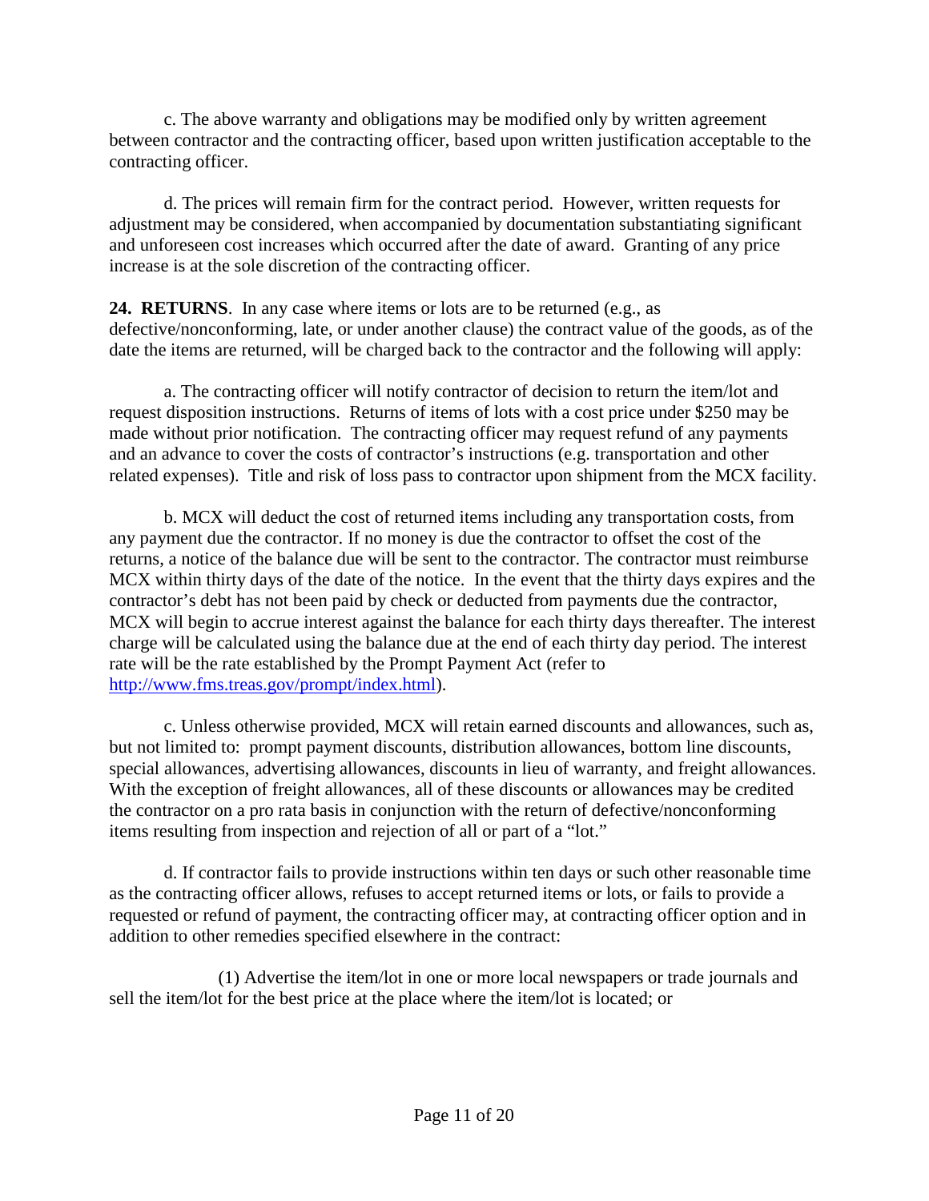c. The above warranty and obligations may be modified only by written agreement between contractor and the contracting officer, based upon written justification acceptable to the contracting officer.

d. The prices will remain firm for the contract period. However, written requests for adjustment may be considered, when accompanied by documentation substantiating significant and unforeseen cost increases which occurred after the date of award. Granting of any price increase is at the sole discretion of the contracting officer.

**24. RETURNS**. In any case where items or lots are to be returned (e.g., as defective/nonconforming, late, or under another clause) the contract value of the goods, as of the date the items are returned, will be charged back to the contractor and the following will apply:

a. The contracting officer will notify contractor of decision to return the item/lot and request disposition instructions. Returns of items of lots with a cost price under $250 may be made without prior notification. The contracting officer may request refund of any payments and an advance to cover the costs of contractor's instructions (e.g. transportation and other related expenses). Title and risk of loss pass to contractor upon shipment from the MCX facility.

b. MCX will deduct the cost of returned items including any transportation costs, from any payment due the contractor. If no money is due the contractor to offset the cost of the returns, a notice of the balance due will be sent to the contractor. The contractor must reimburse MCX within thirty days of the date of the notice. In the event that the thirty days expires and the contractor's debt has not been paid by check or deducted from payments due the contractor, MCX will begin to accrue interest against the balance for each thirty days thereafter. The interest charge will be calculated using the balance due at the end of each thirty day period. The interest rate will be the rate established by the Prompt Payment Act (refer to http://www.fms.treas.gov/prompt/index.html).

c. Unless otherwise provided, MCX will retain earned discounts and allowances, such as, but not limited to: prompt payment discounts, distribution allowances, bottom line discounts, special allowances, advertising allowances, discounts in lieu of warranty, and freight allowances. With the exception of freight allowances, all of these discounts or allowances may be credited the contractor on a pro rata basis in conjunction with the return of defective/nonconforming items resulting from inspection and rejection of all or part of a "lot."

d. If contractor fails to provide instructions within ten days or such other reasonable time as the contracting officer allows, refuses to accept returned items or lots, or fails to provide a requested or refund of payment, the contracting officer may, at contracting officer option and in addition to other remedies specified elsewhere in the contract:

(1) Advertise the item/lot in one or more local newspapers or trade journals and sell the item/lot for the best price at the place where the item/lot is located; or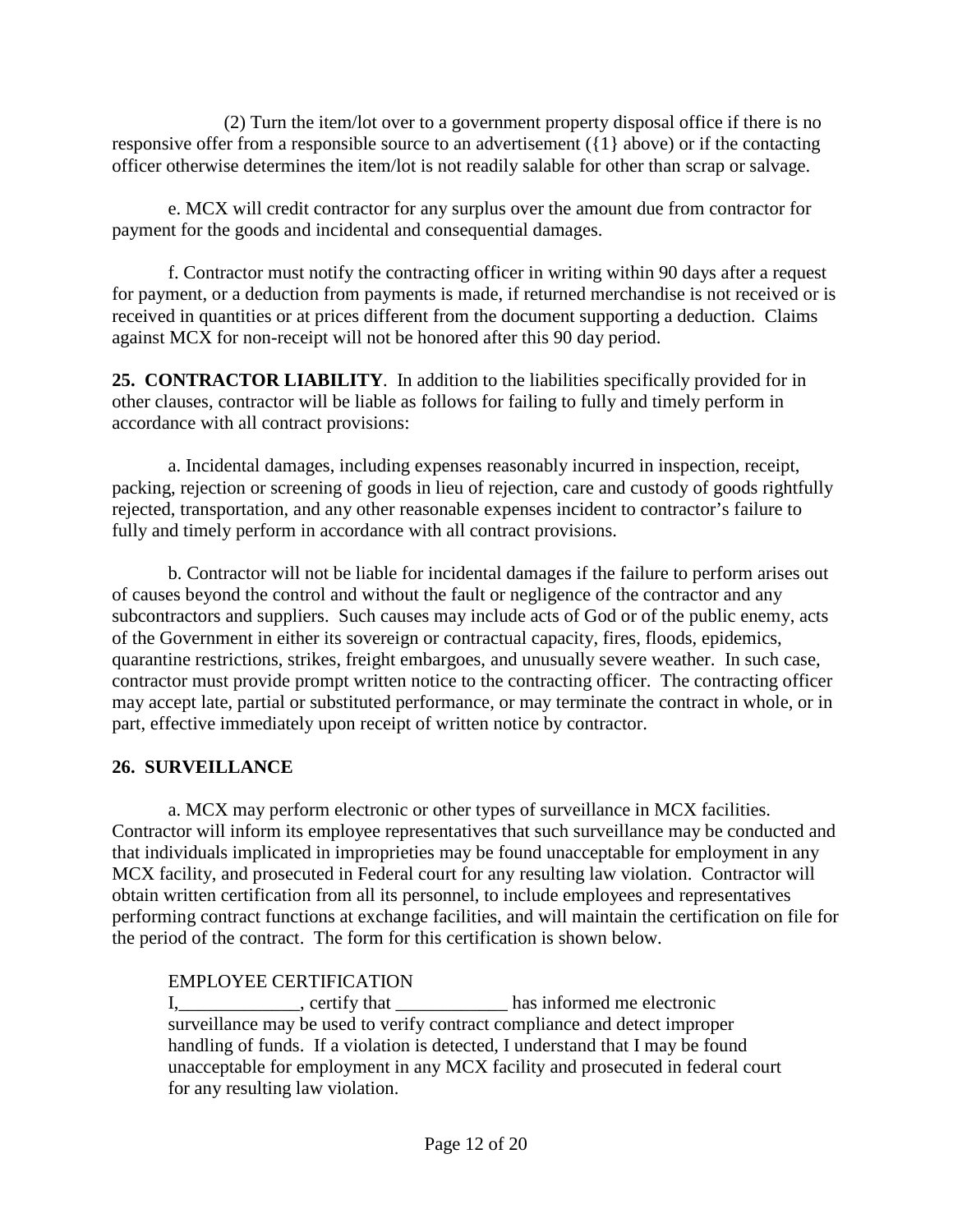(2) Turn the item/lot over to a government property disposal office if there is no responsive offer from a responsible source to an advertisement ({1} above) or if the contacting officer otherwise determines the item/lot is not readily salable for other than scrap or salvage.

e. MCX will credit contractor for any surplus over the amount due from contractor for payment for the goods and incidental and consequential damages.

f. Contractor must notify the contracting officer in writing within 90 days after a request for payment, or a deduction from payments is made, if returned merchandise is not received or is received in quantities or at prices different from the document supporting a deduction. Claims against MCX for non-receipt will not be honored after this 90 day period.

**25. CONTRACTOR LIABILITY**. In addition to the liabilities specifically provided for in other clauses, contractor will be liable as follows for failing to fully and timely perform in accordance with all contract provisions:

a. Incidental damages, including expenses reasonably incurred in inspection, receipt, packing, rejection or screening of goods in lieu of rejection, care and custody of goods rightfully rejected, transportation, and any other reasonable expenses incident to contractor's failure to fully and timely perform in accordance with all contract provisions.

b. Contractor will not be liable for incidental damages if the failure to perform arises out of causes beyond the control and without the fault or negligence of the contractor and any subcontractors and suppliers. Such causes may include acts of God or of the public enemy, acts of the Government in either its sovereign or contractual capacity, fires, floods, epidemics, quarantine restrictions, strikes, freight embargoes, and unusually severe weather. In such case, contractor must provide prompt written notice to the contracting officer. The contracting officer may accept late, partial or substituted performance, or may terminate the contract in whole, or in part, effective immediately upon receipt of written notice by contractor.

**26. SURVEILLANCE**

a. MCX may perform electronic or other types of surveillance in MCX facilities. Contractor will inform its employee representatives that such surveillance may be conducted and that individuals implicated in improprieties may be found unacceptable for employment in any MCX facility, and prosecuted in Federal court for any resulting law violation. Contractor will obtain written certification from all its personnel, to include employees and representatives performing contract functions at exchange facilities, and will maintain the certification on file for the period of the contract. The form for this certification is shown below.

EMPLOYEE CERTIFICATION
I,_____________, certify that ____________ has informed me electronic surveillance may be used to verify contract compliance and detect improper handling of funds. If a violation is detected, I understand that I may be found unacceptable for employment in any MCX facility and prosecuted in federal court for any resulting law violation.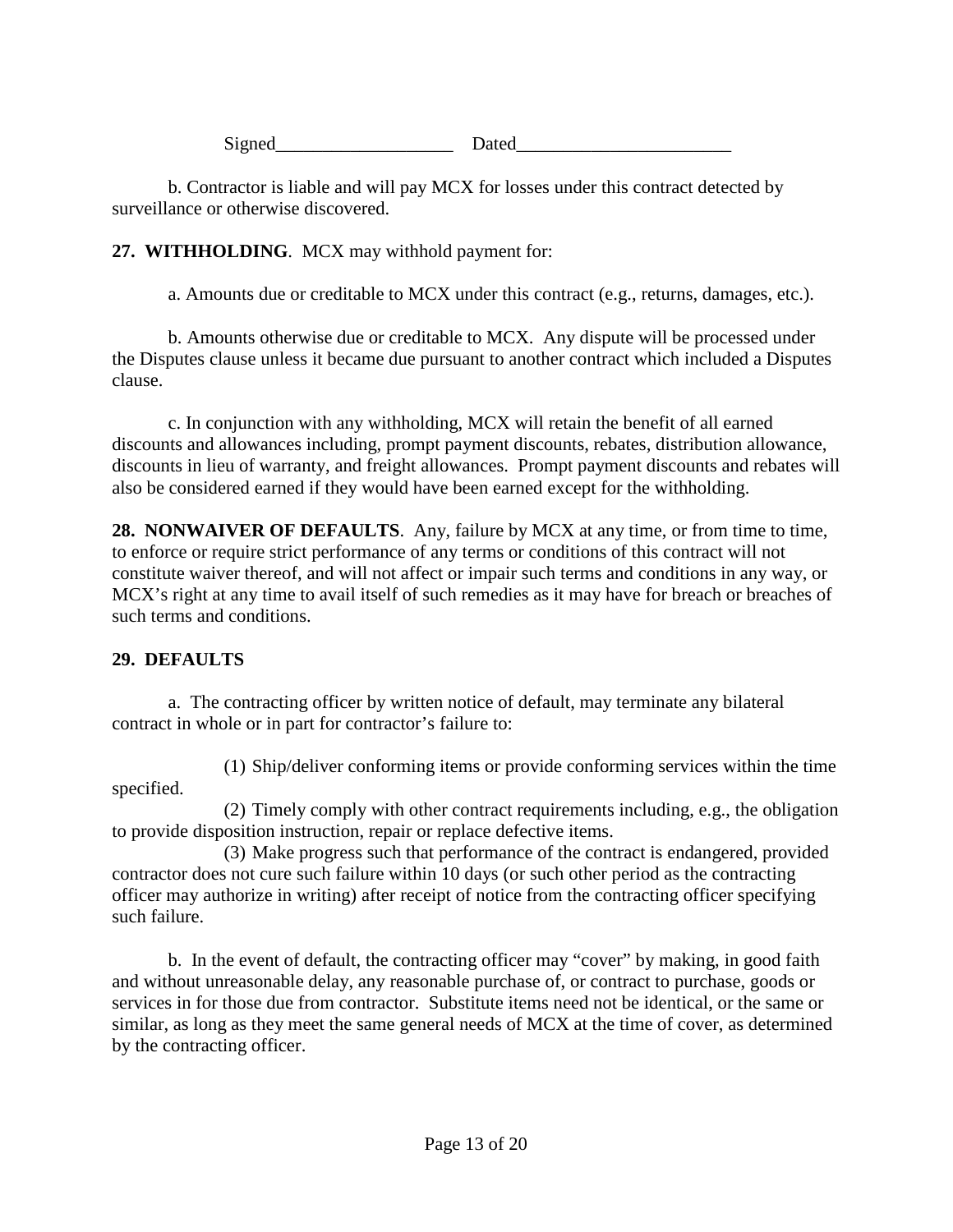Signed___________________ Dated_______________________

b. Contractor is liable and will pay MCX for losses under this contract detected by surveillance or otherwise discovered.

**27. WITHHOLDING**. MCX may withhold payment for:

a. Amounts due or creditable to MCX under this contract (e.g., returns, damages, etc.).

b. Amounts otherwise due or creditable to MCX. Any dispute will be processed under the Disputes clause unless it became due pursuant to another contract which included a Disputes clause.

c. In conjunction with any withholding, MCX will retain the benefit of all earned discounts and allowances including, prompt payment discounts, rebates, distribution allowance, discounts in lieu of warranty, and freight allowances. Prompt payment discounts and rebates will also be considered earned if they would have been earned except for the withholding.

**28. NONWAIVER OF DEFAULTS**. Any, failure by MCX at any time, or from time to time, to enforce or require strict performance of any terms or conditions of this contract will not constitute waiver thereof, and will not affect or impair such terms and conditions in any way, or MCX's right at any time to avail itself of such remedies as it may have for breach or breaches of such terms and conditions.

**29. DEFAULTS**

a. The contracting officer by written notice of default, may terminate any bilateral contract in whole or in part for contractor's failure to:

(1) Ship/deliver conforming items or provide conforming services within the time specified.

(2) Timely comply with other contract requirements including, e.g., the obligation to provide disposition instruction, repair or replace defective items.

(3) Make progress such that performance of the contract is endangered, provided contractor does not cure such failure within 10 days (or such other period as the contracting officer may authorize in writing) after receipt of notice from the contracting officer specifying such failure.

b. In the event of default, the contracting officer may "cover" by making, in good faith and without unreasonable delay, any reasonable purchase of, or contract to purchase, goods or services in for those due from contractor. Substitute items need not be identical, or the same or similar, as long as they meet the same general needs of MCX at the time of cover, as determined by the contracting officer.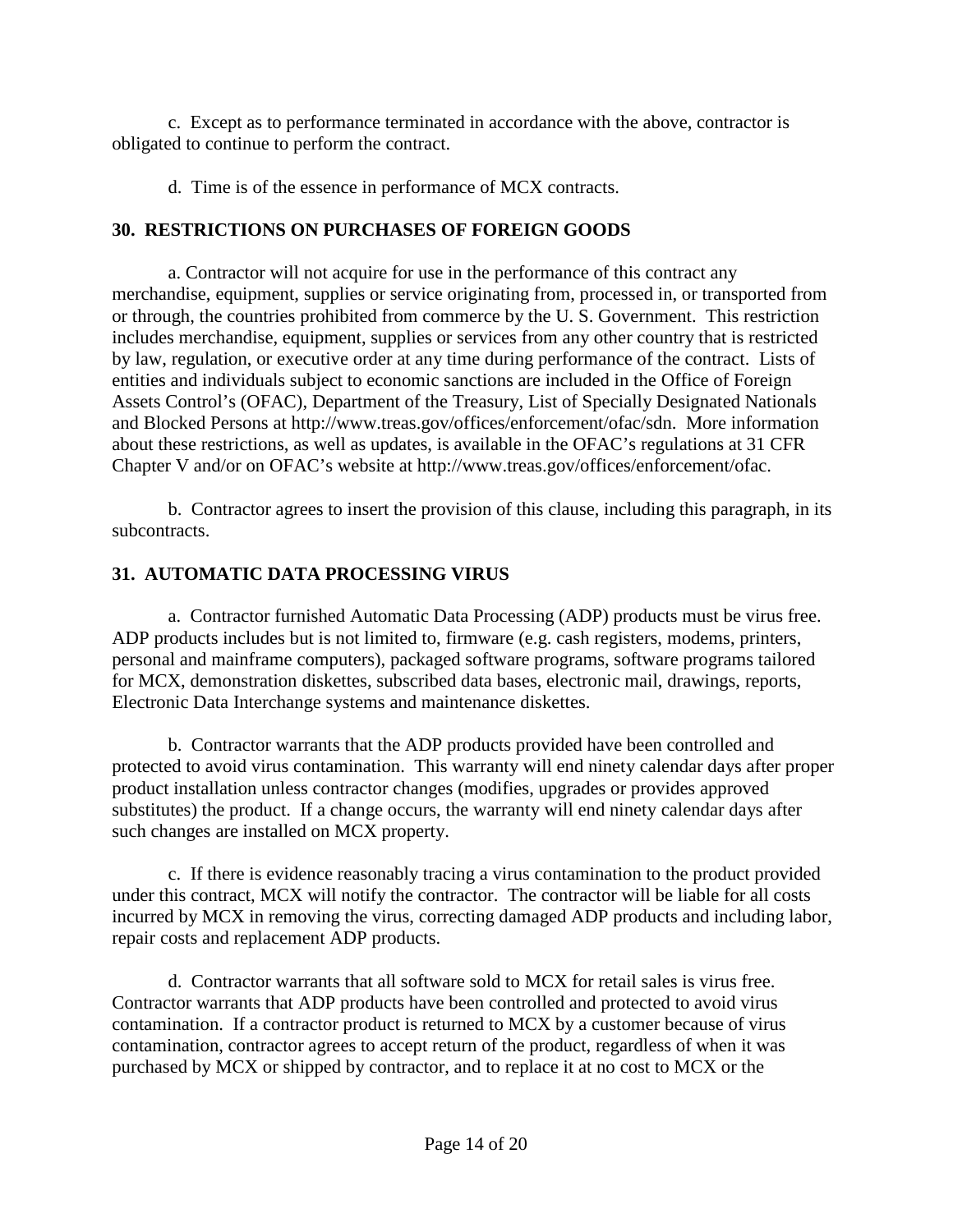c. Except as to performance terminated in accordance with the above, contractor is obligated to continue to perform the contract.

d. Time is of the essence in performance of MCX contracts.

## 30. RESTRICTIONS ON PURCHASES OF FOREIGN GOODS

a. Contractor will not acquire for use in the performance of this contract any merchandise, equipment, supplies or service originating from, processed in, or transported from or through, the countries prohibited from commerce by the U. S. Government. This restriction includes merchandise, equipment, supplies or services from any other country that is restricted by law, regulation, or executive order at any time during performance of the contract. Lists of entities and individuals subject to economic sanctions are included in the Office of Foreign Assets Control's (OFAC), Department of the Treasury, List of Specially Designated Nationals and Blocked Persons at http://www.treas.gov/offices/enforcement/ofac/sdn. More information about these restrictions, as well as updates, is available in the OFAC's regulations at 31 CFR Chapter V and/or on OFAC's website at http://www.treas.gov/offices/enforcement/ofac.

b. Contractor agrees to insert the provision of this clause, including this paragraph, in its subcontracts.

## 31. AUTOMATIC DATA PROCESSING VIRUS

a. Contractor furnished Automatic Data Processing (ADP) products must be virus free. ADP products includes but is not limited to, firmware (e.g. cash registers, modems, printers, personal and mainframe computers), packaged software programs, software programs tailored for MCX, demonstration diskettes, subscribed data bases, electronic mail, drawings, reports, Electronic Data Interchange systems and maintenance diskettes.

b. Contractor warrants that the ADP products provided have been controlled and protected to avoid virus contamination. This warranty will end ninety calendar days after proper product installation unless contractor changes (modifies, upgrades or provides approved substitutes) the product. If a change occurs, the warranty will end ninety calendar days after such changes are installed on MCX property.

c. If there is evidence reasonably tracing a virus contamination to the product provided under this contract, MCX will notify the contractor. The contractor will be liable for all costs incurred by MCX in removing the virus, correcting damaged ADP products and including labor, repair costs and replacement ADP products.

d. Contractor warrants that all software sold to MCX for retail sales is virus free. Contractor warrants that ADP products have been controlled and protected to avoid virus contamination. If a contractor product is returned to MCX by a customer because of virus contamination, contractor agrees to accept return of the product, regardless of when it was purchased by MCX or shipped by contractor, and to replace it at no cost to MCX or the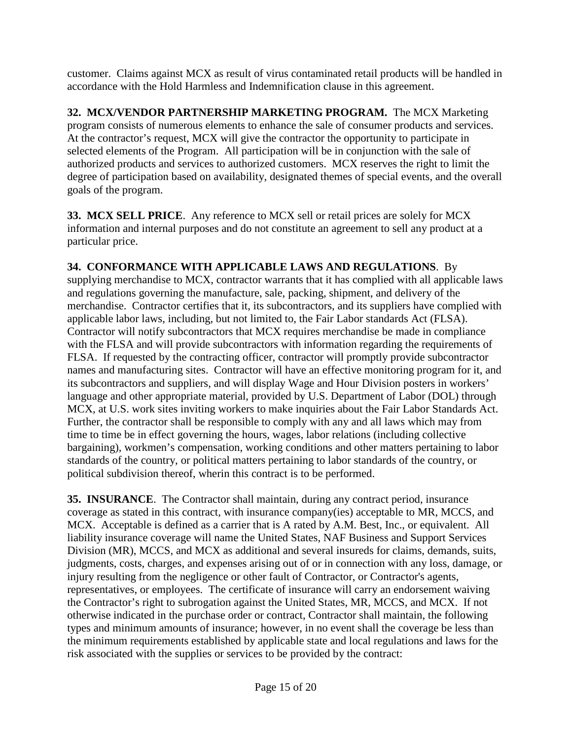customer. Claims against MCX as result of virus contaminated retail products will be handled in accordance with the Hold Harmless and Indemnification clause in this agreement.

**32. MCX/VENDOR PARTNERSHIP MARKETING PROGRAM.** The MCX Marketing program consists of numerous elements to enhance the sale of consumer products and services. At the contractor's request, MCX will give the contractor the opportunity to participate in selected elements of the Program. All participation will be in conjunction with the sale of authorized products and services to authorized customers. MCX reserves the right to limit the degree of participation based on availability, designated themes of special events, and the overall goals of the program.

**33. MCX SELL PRICE**. Any reference to MCX sell or retail prices are solely for MCX information and internal purposes and do not constitute an agreement to sell any product at a particular price.

**34. CONFORMANCE WITH APPLICABLE LAWS AND REGULATIONS**. By supplying merchandise to MCX, contractor warrants that it has complied with all applicable laws and regulations governing the manufacture, sale, packing, shipment, and delivery of the merchandise. Contractor certifies that it, its subcontractors, and its suppliers have complied with applicable labor laws, including, but not limited to, the Fair Labor standards Act (FLSA). Contractor will notify subcontractors that MCX requires merchandise be made in compliance with the FLSA and will provide subcontractors with information regarding the requirements of FLSA. If requested by the contracting officer, contractor will promptly provide subcontractor names and manufacturing sites. Contractor will have an effective monitoring program for it, and its subcontractors and suppliers, and will display Wage and Hour Division posters in workers' language and other appropriate material, provided by U.S. Department of Labor (DOL) through MCX, at U.S. work sites inviting workers to make inquiries about the Fair Labor Standards Act. Further, the contractor shall be responsible to comply with any and all laws which may from time to time be in effect governing the hours, wages, labor relations (including collective bargaining), workmen's compensation, working conditions and other matters pertaining to labor standards of the country, or political matters pertaining to labor standards of the country, or political subdivision thereof, wherin this contract is to be performed.

**35. INSURANCE**. The Contractor shall maintain, during any contract period, insurance coverage as stated in this contract, with insurance company(ies) acceptable to MR, MCCS, and MCX. Acceptable is defined as a carrier that is A rated by A.M. Best, Inc., or equivalent. All liability insurance coverage will name the United States, NAF Business and Support Services Division (MR), MCCS, and MCX as additional and several insureds for claims, demands, suits, judgments, costs, charges, and expenses arising out of or in connection with any loss, damage, or injury resulting from the negligence or other fault of Contractor, or Contractor's agents, representatives, or employees. The certificate of insurance will carry an endorsement waiving the Contractor's right to subrogation against the United States, MR, MCCS, and MCX. If not otherwise indicated in the purchase order or contract, Contractor shall maintain, the following types and minimum amounts of insurance; however, in no event shall the coverage be less than the minimum requirements established by applicable state and local regulations and laws for the risk associated with the supplies or services to be provided by the contract: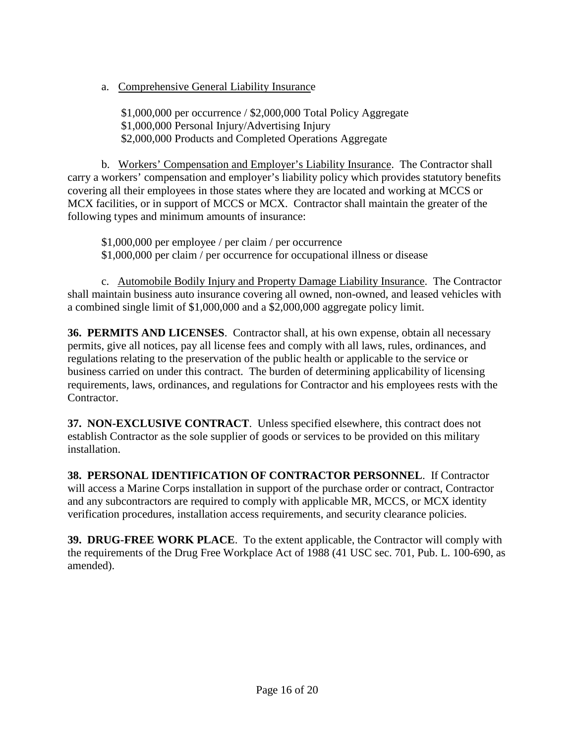a. <u>Comprehensive General Liability Insurance</u>

$1,000,000 per occurrence / $2,000,000 Total Policy Aggregate
$1,000,000 Personal Injury/Advertising Injury
$2,000,000 Products and Completed Operations Aggregate

b. <u>Workers' Compensation and Employer's Liability Insurance</u>. The Contractor shall carry a workers' compensation and employer's liability policy which provides statutory benefits covering all their employees in those states where they are located and working at MCCS or MCX facilities, or in support of MCCS or MCX. Contractor shall maintain the greater of the following types and minimum amounts of insurance:

$1,000,000 per employee / per claim / per occurrence
$1,000,000 per claim / per occurrence for occupational illness or disease

c. <u>Automobile Bodily Injury and Property Damage Liability Insurance</u>. The Contractor shall maintain business auto insurance covering all owned, non-owned, and leased vehicles with a combined single limit of $1,000,000 and a $2,000,000 aggregate policy limit.

**36. PERMITS AND LICENSES**. Contractor shall, at his own expense, obtain all necessary permits, give all notices, pay all license fees and comply with all laws, rules, ordinances, and regulations relating to the preservation of the public health or applicable to the service or business carried on under this contract. The burden of determining applicability of licensing requirements, laws, ordinances, and regulations for Contractor and his employees rests with the Contractor.

**37. NON-EXCLUSIVE CONTRACT**. Unless specified elsewhere, this contract does not establish Contractor as the sole supplier of goods or services to be provided on this military installation.

**38. PERSONAL IDENTIFICATION OF CONTRACTOR PERSONNEL**. If Contractor will access a Marine Corps installation in support of the purchase order or contract, Contractor and any subcontractors are required to comply with applicable MR, MCCS, or MCX identity verification procedures, installation access requirements, and security clearance policies.

**39. DRUG-FREE WORK PLACE**. To the extent applicable, the Contractor will comply with the requirements of the Drug Free Workplace Act of 1988 (41 USC sec. 701, Pub. L. 100-690, as amended).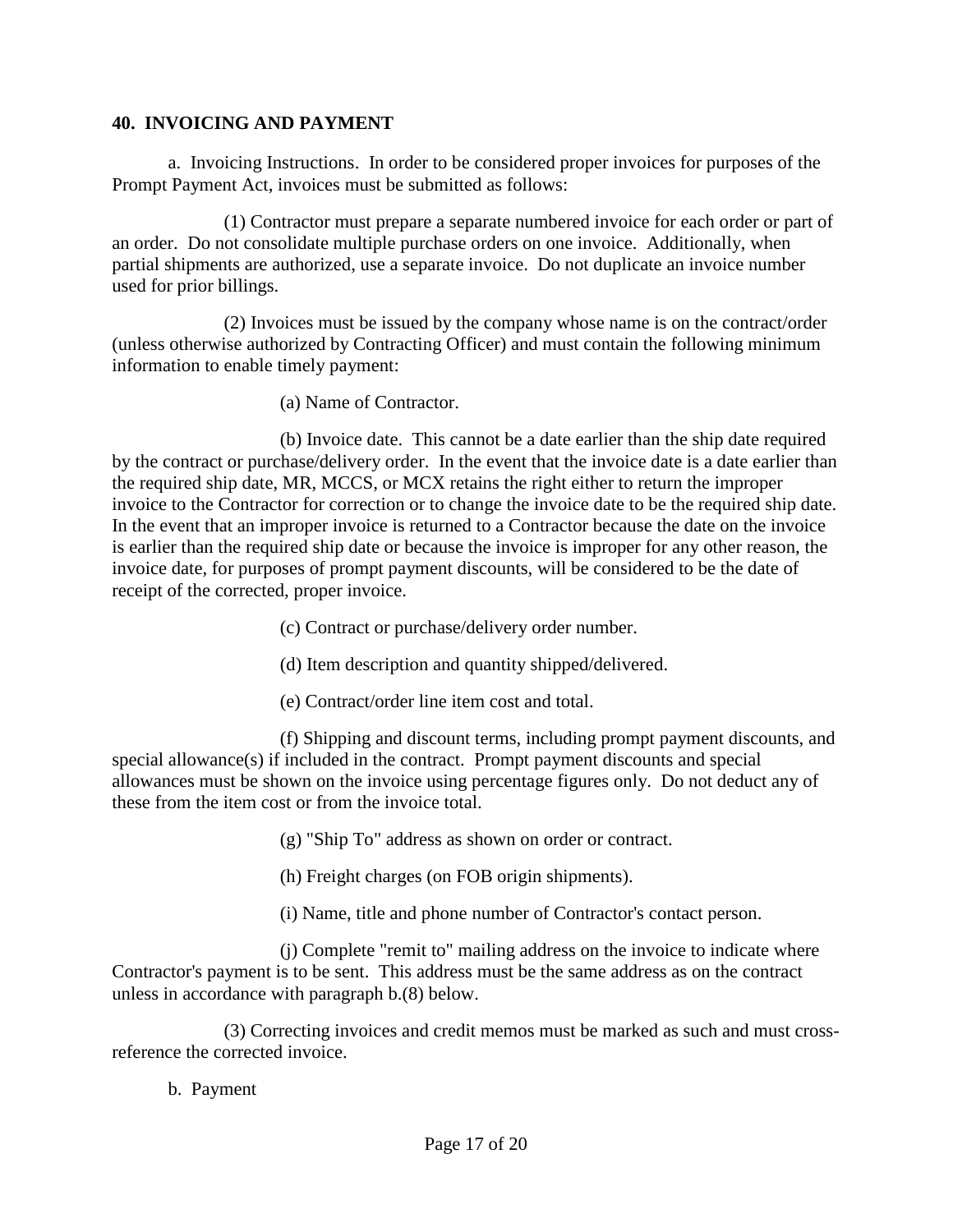## 40. INVOICING AND PAYMENT

a. Invoicing Instructions. In order to be considered proper invoices for purposes of the Prompt Payment Act, invoices must be submitted as follows:

(1) Contractor must prepare a separate numbered invoice for each order or part of an order. Do not consolidate multiple purchase orders on one invoice. Additionally, when partial shipments are authorized, use a separate invoice. Do not duplicate an invoice number used for prior billings.

(2) Invoices must be issued by the company whose name is on the contract/order (unless otherwise authorized by Contracting Officer) and must contain the following minimum information to enable timely payment:

(a) Name of Contractor.

(b) Invoice date. This cannot be a date earlier than the ship date required by the contract or purchase/delivery order. In the event that the invoice date is a date earlier than the required ship date, MR, MCCS, or MCX retains the right either to return the improper invoice to the Contractor for correction or to change the invoice date to be the required ship date. In the event that an improper invoice is returned to a Contractor because the date on the invoice is earlier than the required ship date or because the invoice is improper for any other reason, the invoice date, for purposes of prompt payment discounts, will be considered to be the date of receipt of the corrected, proper invoice.

(c) Contract or purchase/delivery order number.

(d) Item description and quantity shipped/delivered.

(e) Contract/order line item cost and total.

(f) Shipping and discount terms, including prompt payment discounts, and special allowance(s) if included in the contract. Prompt payment discounts and special allowances must be shown on the invoice using percentage figures only. Do not deduct any of these from the item cost or from the invoice total.

(g) "Ship To" address as shown on order or contract.

(h) Freight charges (on FOB origin shipments).

(i) Name, title and phone number of Contractor's contact person.

(j) Complete "remit to" mailing address on the invoice to indicate where Contractor's payment is to be sent. This address must be the same address as on the contract unless in accordance with paragraph b.(8) below.

(3) Correcting invoices and credit memos must be marked as such and must cross-reference the corrected invoice.

b. Payment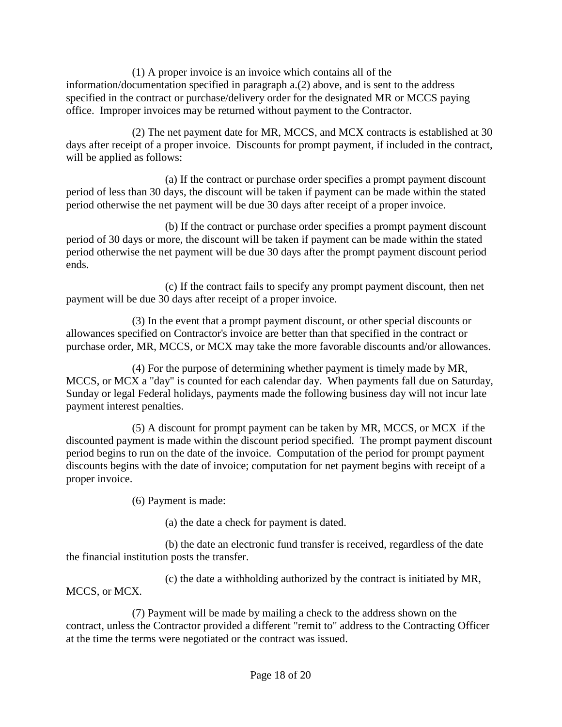(1) A proper invoice is an invoice which contains all of the information/documentation specified in paragraph a.(2) above, and is sent to the address specified in the contract or purchase/delivery order for the designated MR or MCCS paying office. Improper invoices may be returned without payment to the Contractor.

(2) The net payment date for MR, MCCS, and MCX contracts is established at 30 days after receipt of a proper invoice. Discounts for prompt payment, if included in the contract, will be applied as follows:

(a) If the contract or purchase order specifies a prompt payment discount period of less than 30 days, the discount will be taken if payment can be made within the stated period otherwise the net payment will be due 30 days after receipt of a proper invoice.

(b) If the contract or purchase order specifies a prompt payment discount period of 30 days or more, the discount will be taken if payment can be made within the stated period otherwise the net payment will be due 30 days after the prompt payment discount period ends.

(c) If the contract fails to specify any prompt payment discount, then net payment will be due 30 days after receipt of a proper invoice.

(3) In the event that a prompt payment discount, or other special discounts or allowances specified on Contractor's invoice are better than that specified in the contract or purchase order, MR, MCCS, or MCX may take the more favorable discounts and/or allowances.

(4) For the purpose of determining whether payment is timely made by MR, MCCS, or MCX a "day" is counted for each calendar day. When payments fall due on Saturday, Sunday or legal Federal holidays, payments made the following business day will not incur late payment interest penalties.

(5) A discount for prompt payment can be taken by MR, MCCS, or MCX if the discounted payment is made within the discount period specified. The prompt payment discount period begins to run on the date of the invoice. Computation of the period for prompt payment discounts begins with the date of invoice; computation for net payment begins with receipt of a proper invoice.

(6) Payment is made:

(a) the date a check for payment is dated.

(b) the date an electronic fund transfer is received, regardless of the date the financial institution posts the transfer.

(c) the date a withholding authorized by the contract is initiated by MR, MCCS, or MCX.

(7) Payment will be made by mailing a check to the address shown on the contract, unless the Contractor provided a different "remit to" address to the Contracting Officer at the time the terms were negotiated or the contract was issued.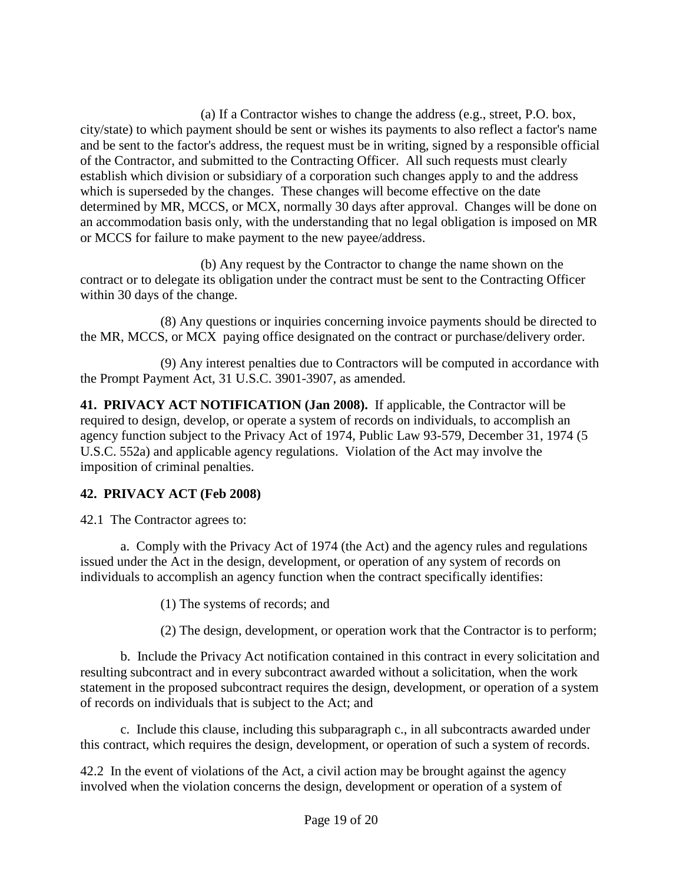(a) If a Contractor wishes to change the address (e.g., street, P.O. box, city/state) to which payment should be sent or wishes its payments to also reflect a factor's name and be sent to the factor's address, the request must be in writing, signed by a responsible official of the Contractor, and submitted to the Contracting Officer. All such requests must clearly establish which division or subsidiary of a corporation such changes apply to and the address which is superseded by the changes. These changes will become effective on the date determined by MR, MCCS, or MCX, normally 30 days after approval. Changes will be done on an accommodation basis only, with the understanding that no legal obligation is imposed on MR or MCCS for failure to make payment to the new payee/address.

(b) Any request by the Contractor to change the name shown on the contract or to delegate its obligation under the contract must be sent to the Contracting Officer within 30 days of the change.

(8) Any questions or inquiries concerning invoice payments should be directed to the MR, MCCS, or MCX paying office designated on the contract or purchase/delivery order.

(9) Any interest penalties due to Contractors will be computed in accordance with the Prompt Payment Act, 31 U.S.C. 3901-3907, as amended.

**41. PRIVACY ACT NOTIFICATION (Jan 2008).** If applicable, the Contractor will be required to design, develop, or operate a system of records on individuals, to accomplish an agency function subject to the Privacy Act of 1974, Public Law 93-579, December 31, 1974 (5 U.S.C. 552a) and applicable agency regulations. Violation of the Act may involve the imposition of criminal penalties.

**42. PRIVACY ACT (Feb 2008)**

42.1 The Contractor agrees to:

a. Comply with the Privacy Act of 1974 (the Act) and the agency rules and regulations issued under the Act in the design, development, or operation of any system of records on individuals to accomplish an agency function when the contract specifically identifies:

(1) The systems of records; and

(2) The design, development, or operation work that the Contractor is to perform;

b. Include the Privacy Act notification contained in this contract in every solicitation and resulting subcontract and in every subcontract awarded without a solicitation, when the work statement in the proposed subcontract requires the design, development, or operation of a system of records on individuals that is subject to the Act; and

c. Include this clause, including this subparagraph c., in all subcontracts awarded under this contract, which requires the design, development, or operation of such a system of records.

42.2 In the event of violations of the Act, a civil action may be brought against the agency involved when the violation concerns the design, development or operation of a system of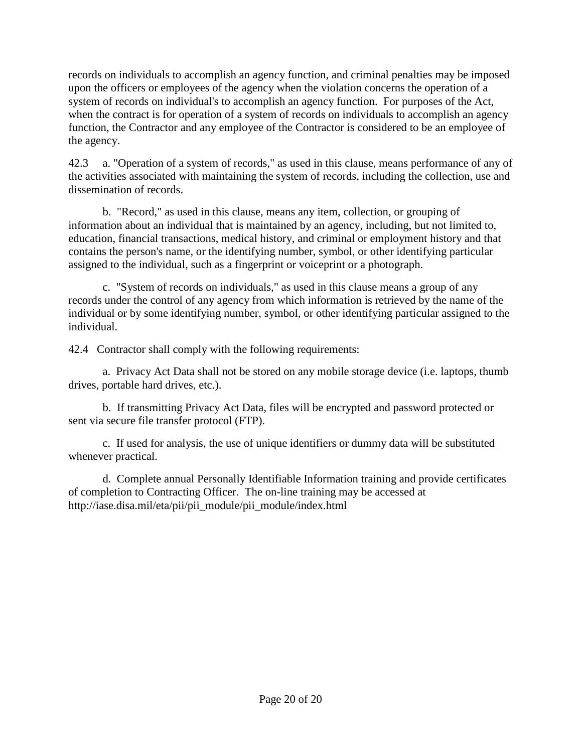records on individuals to accomplish an agency function, and criminal penalties may be imposed upon the officers or employees of the agency when the violation concerns the operation of a system of records on individual's to accomplish an agency function. For purposes of the Act, when the contract is for operation of a system of records on individuals to accomplish an agency function, the Contractor and any employee of the Contractor is considered to be an employee of the agency.

42.3 a. "Operation of a system of records," as used in this clause, means performance of any of the activities associated with maintaining the system of records, including the collection, use and dissemination of records.

b. "Record," as used in this clause, means any item, collection, or grouping of information about an individual that is maintained by an agency, including, but not limited to, education, financial transactions, medical history, and criminal or employment history and that contains the person's name, or the identifying number, symbol, or other identifying particular assigned to the individual, such as a fingerprint or voiceprint or a photograph.

c. "System of records on individuals," as used in this clause means a group of any records under the control of any agency from which information is retrieved by the name of the individual or by some identifying number, symbol, or other identifying particular assigned to the individual.

42.4 Contractor shall comply with the following requirements:

a. Privacy Act Data shall not be stored on any mobile storage device (i.e. laptops, thumb drives, portable hard drives, etc.).

b. If transmitting Privacy Act Data, files will be encrypted and password protected or sent via secure file transfer protocol (FTP).

c. If used for analysis, the use of unique identifiers or dummy data will be substituted whenever practical.

d. Complete annual Personally Identifiable Information training and provide certificates of completion to Contracting Officer. The on-line training may be accessed at http://iase.disa.mil/eta/pii/pii_module/pii_module/index.html